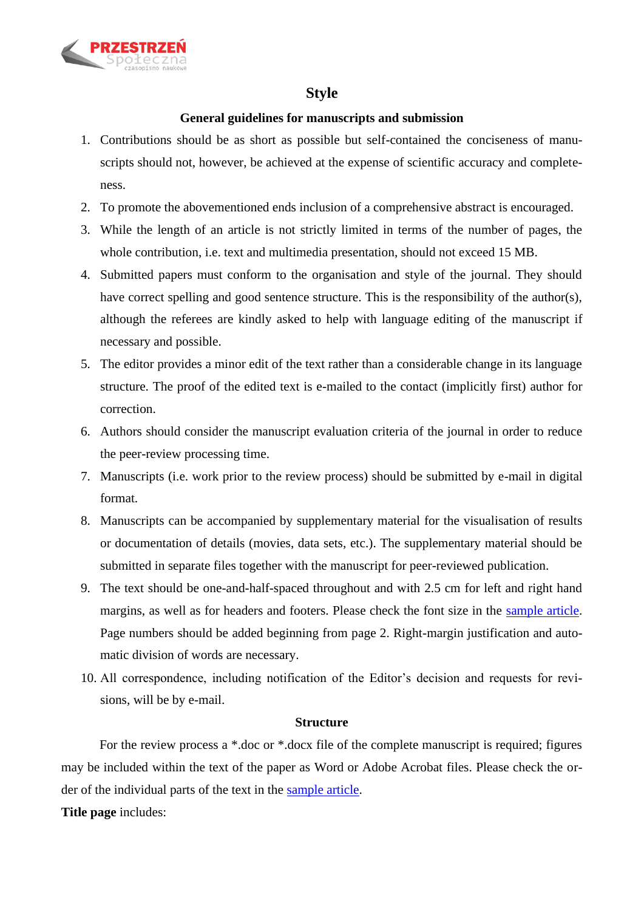# Style

## General guidelines for manuscripts and submission

1. Contributions should be as short as possible but self-contained the conciseness of manuscripts should not, however, be achieved at the expense of scientific accuracy and completeness.
2. To promote the abovementioned ends inclusion of a comprehensive abstract is encouraged.
3. While the length of an article is not strictly limited in terms of the number of pages, the whole contribution, i.e. text and multimedia presentation, should not exceed 15 MB.
4. Submitted papers must conform to the organisation and style of the journal. They should have correct spelling and good sentence structure. This is the responsibility of the author(s), although the referees are kindly asked to help with language editing of the manuscript if necessary and possible.
5. The editor provides a minor edit of the text rather than a considerable change in its language structure. The proof of the edited text is e-mailed to the contact (implicitly first) author for correction.
6. Authors should consider the manuscript evaluation criteria of the journal in order to reduce the peer-review processing time.
7. Manuscripts (i.e. work prior to the review process) should be submitted by e-mail in digital format.
8. Manuscripts can be accompanied by supplementary material for the visualisation of results or documentation of details (movies, data sets, etc.). The supplementary material should be submitted in separate files together with the manuscript for peer-reviewed publication.
9. The text should be one-and-half-spaced throughout and with 2.5 cm for left and right hand margins, as well as for headers and footers. Please check the font size in the sample article. Page numbers should be added beginning from page 2. Right-margin justification and automatic division of words are necessary.
10. All correspondence, including notification of the Editor's decision and requests for revisions, will be by e-mail.

## Structure

For the review process a *.doc or *.docx file of the complete manuscript is required; figures may be included within the text of the paper as Word or Adobe Acrobat files. Please check the order of the individual parts of the text in the sample article.

**Title page** includes: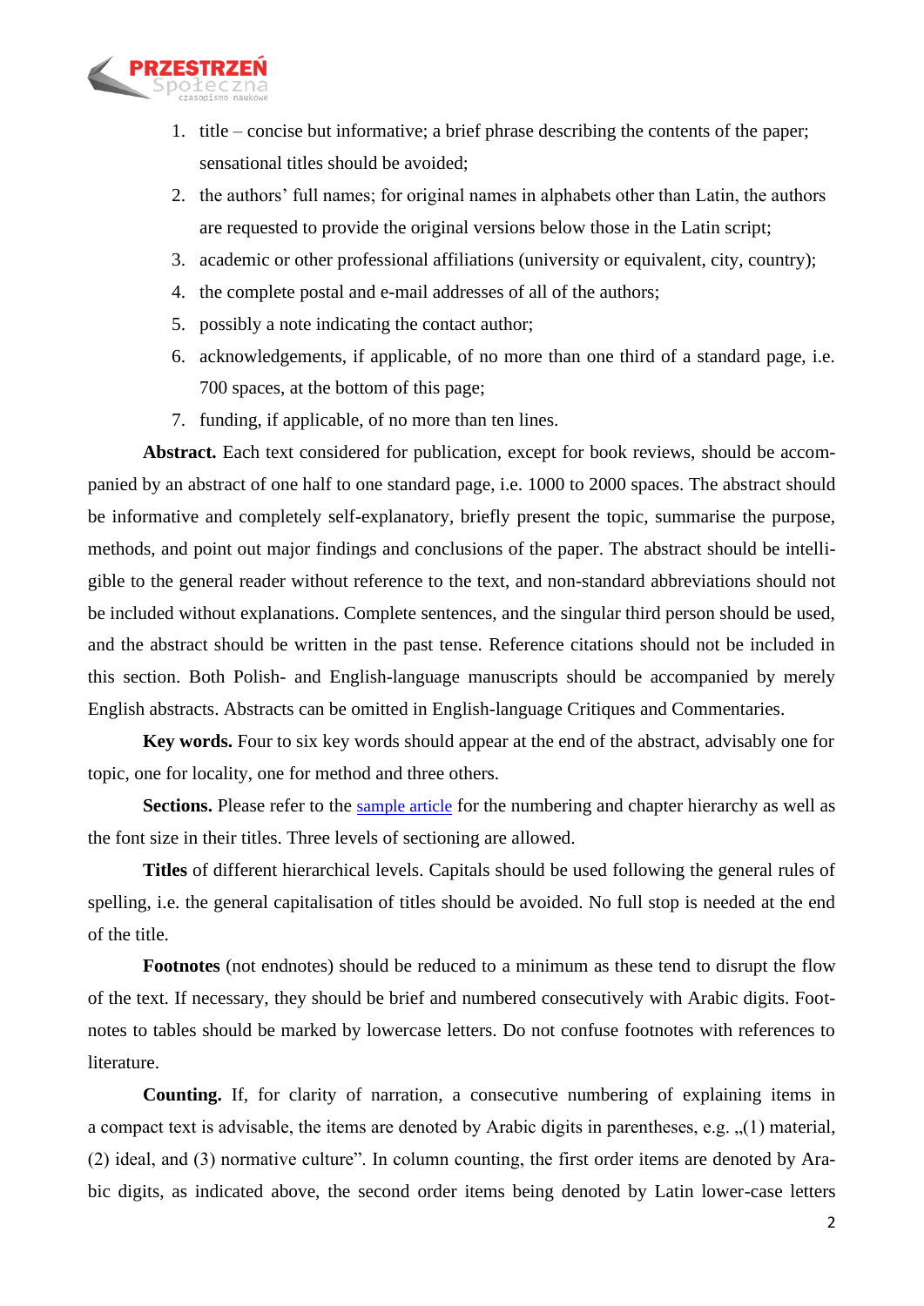1. title – concise but informative; a brief phrase describing the contents of the paper; sensational titles should be avoided;
2. the authors' full names; for original names in alphabets other than Latin, the authors are requested to provide the original versions below those in the Latin script;
3. academic or other professional affiliations (university or equivalent, city, country);
4. the complete postal and e-mail addresses of all of the authors;
5. possibly a note indicating the contact author;
6. acknowledgements, if applicable, of no more than one third of a standard page, i.e. 700 spaces, at the bottom of this page;
7. funding, if applicable, of no more than ten lines.

**Abstract.** Each text considered for publication, except for book reviews, should be accompanied by an abstract of one half to one standard page, i.e. 1000 to 2000 spaces. The abstract should be informative and completely self-explanatory, briefly present the topic, summarise the purpose, methods, and point out major findings and conclusions of the paper. The abstract should be intelligible to the general reader without reference to the text, and non-standard abbreviations should not be included without explanations. Complete sentences, and the singular third person should be used, and the abstract should be written in the past tense. Reference citations should not be included in this section. Both Polish- and English-language manuscripts should be accompanied by merely English abstracts. Abstracts can be omitted in English-language Critiques and Commentaries.

**Key words.** Four to six key words should appear at the end of the abstract, advisably one for topic, one for locality, one for method and three others.

**Sections.** Please refer to the sample article for the numbering and chapter hierarchy as well as the font size in their titles. Three levels of sectioning are allowed.

**Titles** of different hierarchical levels. Capitals should be used following the general rules of spelling, i.e. the general capitalisation of titles should be avoided. No full stop is needed at the end of the title.

**Footnotes** (not endnotes) should be reduced to a minimum as these tend to disrupt the flow of the text. If necessary, they should be brief and numbered consecutively with Arabic digits. Footnotes to tables should be marked by lowercase letters. Do not confuse footnotes with references to literature.

**Counting.** If, for clarity of narration, a consecutive numbering of explaining items in a compact text is advisable, the items are denoted by Arabic digits in parentheses, e.g. „(1) material, (2) ideal, and (3) normative culture". In column counting, the first order items are denoted by Arabic digits, as indicated above, the second order items being denoted by Latin lower-case letters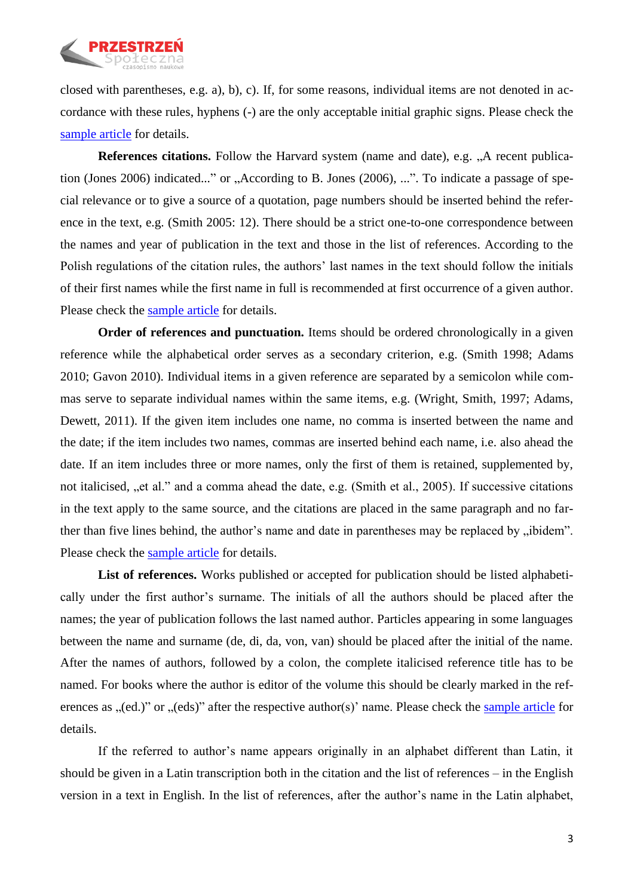closed with parentheses, e.g. a), b), c). If, for some reasons, individual items are not denoted in accordance with these rules, hyphens (-) are the only acceptable initial graphic signs. Please check the sample article for details.

**References citations.** Follow the Harvard system (name and date), e.g. „A recent publication (Jones 2006) indicated..." or „According to B. Jones (2006), ...". To indicate a passage of special relevance or to give a source of a quotation, page numbers should be inserted behind the reference in the text, e.g. (Smith 2005: 12). There should be a strict one-to-one correspondence between the names and year of publication in the text and those in the list of references. According to the Polish regulations of the citation rules, the authors' last names in the text should follow the initials of their first names while the first name in full is recommended at first occurrence of a given author. Please check the sample article for details.

**Order of references and punctuation.** Items should be ordered chronologically in a given reference while the alphabetical order serves as a secondary criterion, e.g. (Smith 1998; Adams 2010; Gavon 2010). Individual items in a given reference are separated by a semicolon while commas serve to separate individual names within the same items, e.g. (Wright, Smith, 1997; Adams, Dewett, 2011). If the given item includes one name, no comma is inserted between the name and the date; if the item includes two names, commas are inserted behind each name, i.e. also ahead the date. If an item includes three or more names, only the first of them is retained, supplemented by, not italicised, „et al." and a comma ahead the date, e.g. (Smith et al., 2005). If successive citations in the text apply to the same source, and the citations are placed in the same paragraph and no farther than five lines behind, the author's name and date in parentheses may be replaced by „ibidem". Please check the sample article for details.

**List of references.** Works published or accepted for publication should be listed alphabetically under the first author's surname. The initials of all the authors should be placed after the names; the year of publication follows the last named author. Particles appearing in some languages between the name and surname (de, di, da, von, van) should be placed after the initial of the name. After the names of authors, followed by a colon, the complete italicised reference title has to be named. For books where the author is editor of the volume this should be clearly marked in the references as „(ed.)" or „(eds)" after the respective author(s)' name. Please check the sample article for details.

If the referred to author's name appears originally in an alphabet different than Latin, it should be given in a Latin transcription both in the citation and the list of references – in the English version in a text in English. In the list of references, after the author's name in the Latin alphabet,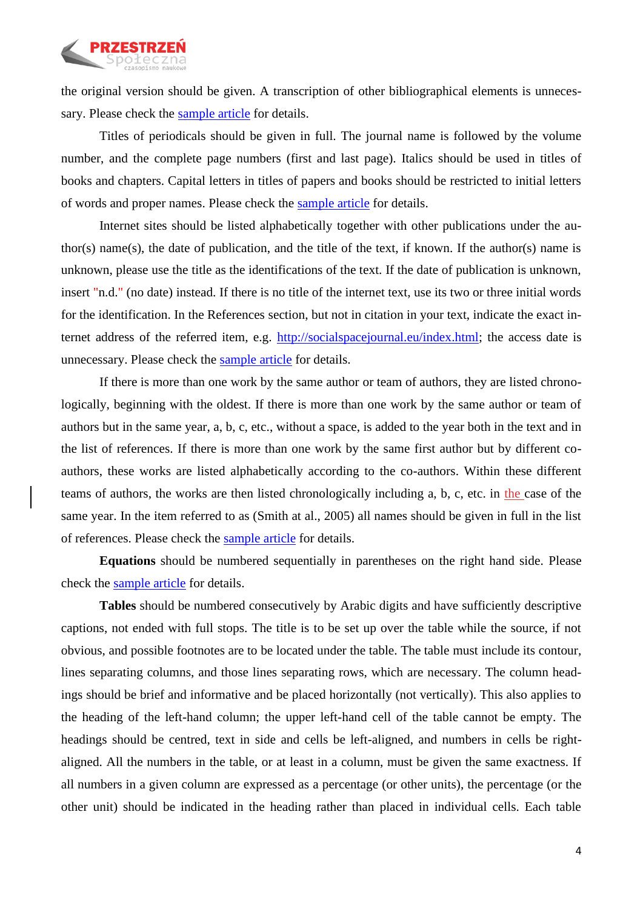the original version should be given. A transcription of other bibliographical elements is unnecessary. Please check the sample article for details.

Titles of periodicals should be given in full. The journal name is followed by the volume number, and the complete page numbers (first and last page). Italics should be used in titles of books and chapters. Capital letters in titles of papers and books should be restricted to initial letters of words and proper names. Please check the sample article for details.

Internet sites should be listed alphabetically together with other publications under the author(s) name(s), the date of publication, and the title of the text, if known. If the author(s) name is unknown, please use the title as the identifications of the text. If the date of publication is unknown, insert "n.d." (no date) instead. If there is no title of the internet text, use its two or three initial words for the identification. In the References section, but not in citation in your text, indicate the exact internet address of the referred item, e.g. http://socialspacejournal.eu/index.html; the access date is unnecessary. Please check the sample article for details.

If there is more than one work by the same author or team of authors, they are listed chronologically, beginning with the oldest. If there is more than one work by the same author or team of authors but in the same year, a, b, c, etc., without a space, is added to the year both in the text and in the list of references. If there is more than one work by the same first author but by different co-authors, these works are listed alphabetically according to the co-authors. Within these different teams of authors, the works are then listed chronologically including a, b, c, etc. in the case of the same year. In the item referred to as (Smith at al., 2005) all names should be given in full in the list of references. Please check the sample article for details.

**Equations** should be numbered sequentially in parentheses on the right hand side. Please check the sample article for details.

**Tables** should be numbered consecutively by Arabic digits and have sufficiently descriptive captions, not ended with full stops. The title is to be set up over the table while the source, if not obvious, and possible footnotes are to be located under the table. The table must include its contour, lines separating columns, and those lines separating rows, which are necessary. The column headings should be brief and informative and be placed horizontally (not vertically). This also applies to the heading of the left-hand column; the upper left-hand cell of the table cannot be empty. The headings should be centred, text in side and cells be left-aligned, and numbers in cells be right-aligned. All the numbers in the table, or at least in a column, must be given the same exactness. If all numbers in a given column are expressed as a percentage (or other units), the percentage (or the other unit) should be indicated in the heading rather than placed in individual cells. Each table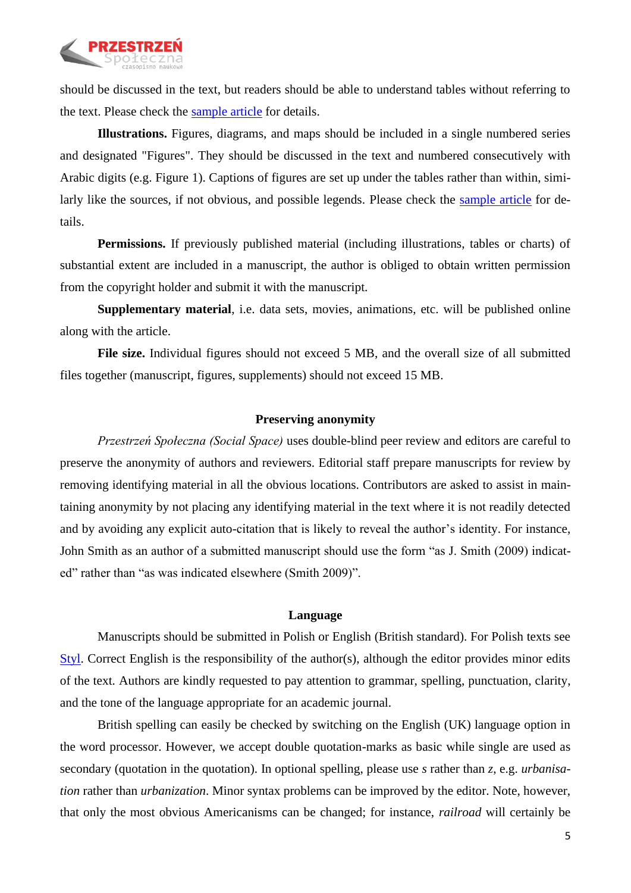should be discussed in the text, but readers should be able to understand tables without referring to the text. Please check the [sample article] for details.

**Illustrations.** Figures, diagrams, and maps should be included in a single numbered series and designated "Figures". They should be discussed in the text and numbered consecutively with Arabic digits (e.g. Figure 1). Captions of figures are set up under the tables rather than within, similarly like the sources, if not obvious, and possible legends. Please check the [sample article] for details.

**Permissions.** If previously published material (including illustrations, tables or charts) of substantial extent are included in a manuscript, the author is obliged to obtain written permission from the copyright holder and submit it with the manuscript.

**Supplementary material**, i.e. data sets, movies, animations, etc. will be published online along with the article.

**File size.** Individual figures should not exceed 5 MB, and the overall size of all submitted files together (manuscript, figures, supplements) should not exceed 15 MB.

## Preserving anonymity

*Przestrzeń Społeczna (Social Space)* uses double-blind peer review and editors are careful to preserve the anonymity of authors and reviewers. Editorial staff prepare manuscripts for review by removing identifying material in all the obvious locations. Contributors are asked to assist in maintaining anonymity by not placing any identifying material in the text where it is not readily detected and by avoiding any explicit auto-citation that is likely to reveal the author's identity. For instance, John Smith as an author of a submitted manuscript should use the form "as J. Smith (2009) indicated" rather than "as was indicated elsewhere (Smith 2009)".

## Language

Manuscripts should be submitted in Polish or English (British standard). For Polish texts see [Styl]. Correct English is the responsibility of the author(s), although the editor provides minor edits of the text. Authors are kindly requested to pay attention to grammar, spelling, punctuation, clarity, and the tone of the language appropriate for an academic journal.

British spelling can easily be checked by switching on the English (UK) language option in the word processor. However, we accept double quotation-marks as basic while single are used as secondary (quotation in the quotation). In optional spelling, please use *s* rather than *z*, e.g. *urbanisation* rather than *urbanization*. Minor syntax problems can be improved by the editor. Note, however, that only the most obvious Americanisms can be changed; for instance, *railroad* will certainly be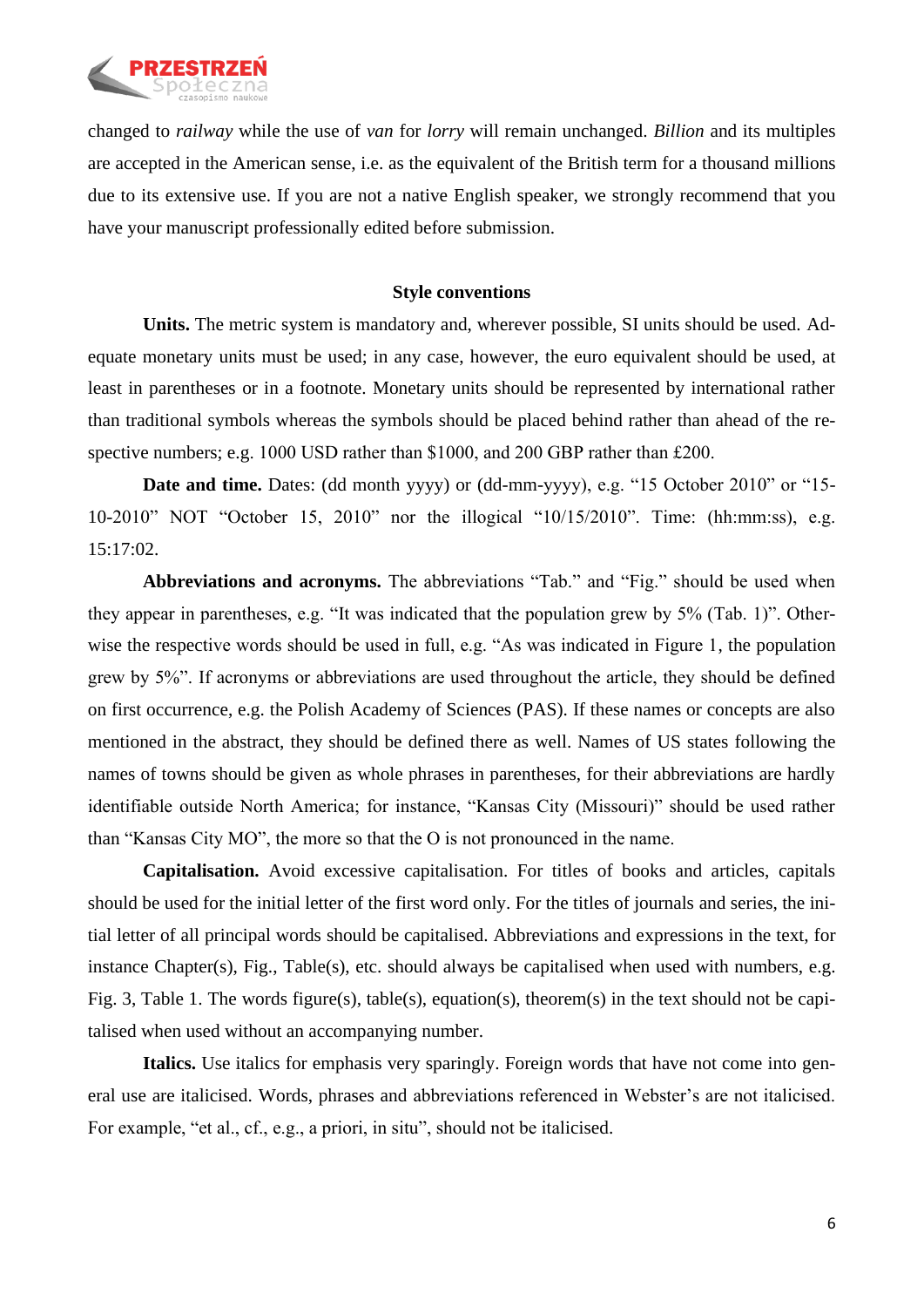changed to *railway* while the use of *van* for *lorry* will remain unchanged. *Billion* and its multiples are accepted in the American sense, i.e. as the equivalent of the British term for a thousand millions due to its extensive use. If you are not a native English speaker, we strongly recommend that you have your manuscript professionally edited before submission.

## Style conventions

**Units.** The metric system is mandatory and, wherever possible, SI units should be used. Adequate monetary units must be used; in any case, however, the euro equivalent should be used, at least in parentheses or in a footnote. Monetary units should be represented by international rather than traditional symbols whereas the symbols should be placed behind rather than ahead of the respective numbers; e.g. 1000 USD rather than $1000, and 200 GBP rather than £200.

**Date and time.** Dates: (dd month yyyy) or (dd-mm-yyyy), e.g. "15 October 2010" or "15-10-2010" NOT "October 15, 2010" nor the illogical "10/15/2010". Time: (hh:mm:ss), e.g. 15:17:02.

**Abbreviations and acronyms.** The abbreviations "Tab." and "Fig." should be used when they appear in parentheses, e.g. "It was indicated that the population grew by 5% (Tab. 1)". Otherwise the respective words should be used in full, e.g. "As was indicated in Figure 1, the population grew by 5%". If acronyms or abbreviations are used throughout the article, they should be defined on first occurrence, e.g. the Polish Academy of Sciences (PAS). If these names or concepts are also mentioned in the abstract, they should be defined there as well. Names of US states following the names of towns should be given as whole phrases in parentheses, for their abbreviations are hardly identifiable outside North America; for instance, "Kansas City (Missouri)" should be used rather than "Kansas City MO", the more so that the O is not pronounced in the name.

**Capitalisation.** Avoid excessive capitalisation. For titles of books and articles, capitals should be used for the initial letter of the first word only. For the titles of journals and series, the initial letter of all principal words should be capitalised. Abbreviations and expressions in the text, for instance Chapter(s), Fig., Table(s), etc. should always be capitalised when used with numbers, e.g. Fig. 3, Table 1. The words figure(s), table(s), equation(s), theorem(s) in the text should not be capitalised when used without an accompanying number.

**Italics.** Use italics for emphasis very sparingly. Foreign words that have not come into general use are italicised. Words, phrases and abbreviations referenced in Webster's are not italicised. For example, "et al., cf., e.g., a priori, in situ", should not be italicised.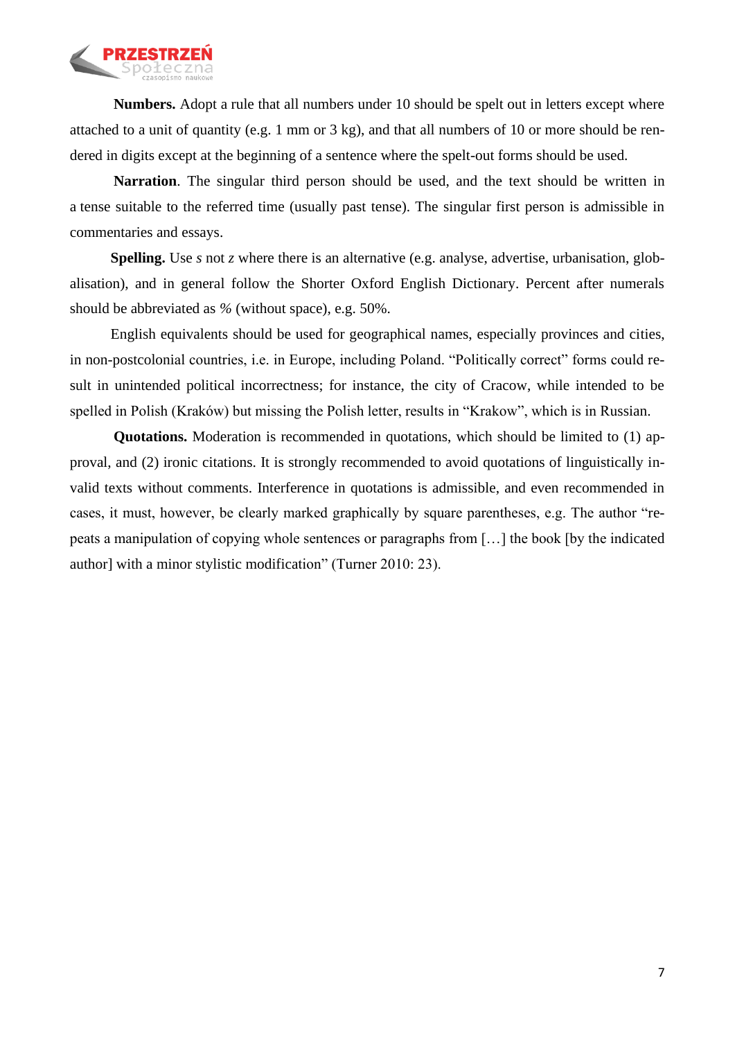**Numbers.** Adopt a rule that all numbers under 10 should be spelt out in letters except where attached to a unit of quantity (e.g. 1 mm or 3 kg), and that all numbers of 10 or more should be rendered in digits except at the beginning of a sentence where the spelt-out forms should be used.

**Narration**. The singular third person should be used, and the text should be written in a tense suitable to the referred time (usually past tense). The singular first person is admissible in commentaries and essays.

**Spelling.** Use *s* not *z* where there is an alternative (e.g. analyse, advertise, urbanisation, globalisation), and in general follow the Shorter Oxford English Dictionary. Percent after numerals should be abbreviated as *%* (without space), e.g. 50%.

English equivalents should be used for geographical names, especially provinces and cities, in non-postcolonial countries, i.e. in Europe, including Poland. "Politically correct" forms could result in unintended political incorrectness; for instance, the city of Cracow, while intended to be spelled in Polish (Kraków) but missing the Polish letter, results in "Krakow", which is in Russian.

**Quotations.** Moderation is recommended in quotations, which should be limited to (1) approval, and (2) ironic citations. It is strongly recommended to avoid quotations of linguistically invalid texts without comments. Interference in quotations is admissible, and even recommended in cases, it must, however, be clearly marked graphically by square parentheses, e.g. The author "repeats a manipulation of copying whole sentences or paragraphs from […] the book [by the indicated author] with a minor stylistic modification" (Turner 2010: 23).